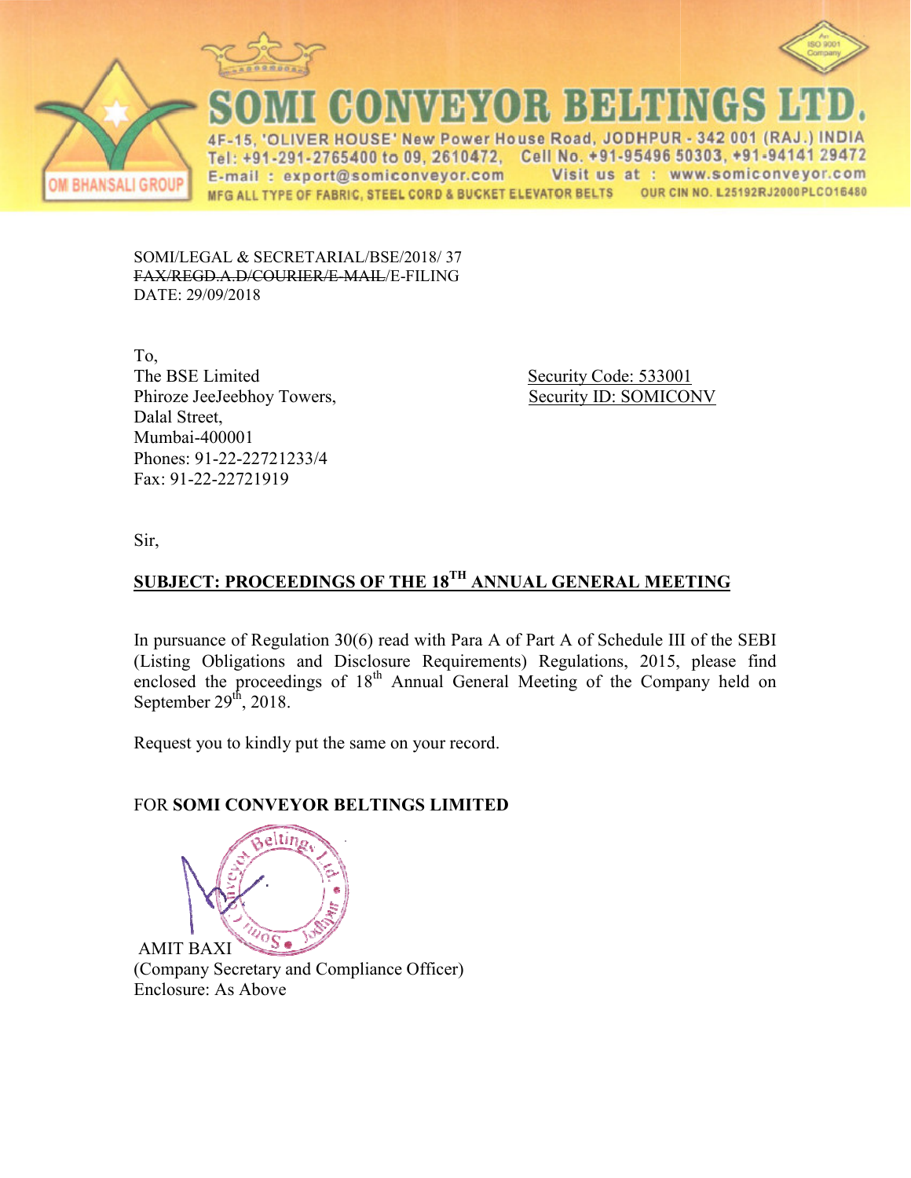# SOMI CONVEYOR BELTINGS LTD.

4F-15, 'OLIVER HOUSE' New Power House Road, JODHPUR - 342 001 (RAJ.) INDIA
Tel: +91-291-2765400 to 09, 2610472, Cell No. +91-95496 50303, +91-94141 29472
E-mail : export@somiconveyor.com Visit us at : www.somiconveyor.com
MFG ALL TYPE OF FABRIC, STEEL CORD & BUCKET ELEVATOR BELTS OUR CIN NO. L25192RJ2000PLC016480

OM BHANSALI GROUP

SOMI/LEGAL & SECRETARIAL/BSE/2018/ 37
~~FAX/REGD.A.D/COURIER/E-MAIL~~/E-FILING
DATE: 29/09/2018

To,
The BSE Limited
Phiroze JeeJeebhoy Towers,
Dalal Street,
Mumbai-400001
Phones: 91-22-22721233/4
Fax: 91-22-22721919

Security Code: 533001
Security ID: SOMICONV

Sir,

**SUBJECT: PROCEEDINGS OF THE 18TH ANNUAL GENERAL MEETING**

In pursuance of Regulation 30(6) read with Para A of Part A of Schedule III of the SEBI (Listing Obligations and Disclosure Requirements) Regulations, 2015, please find enclosed the proceedings of 18th Annual General Meeting of the Company held on September 29th, 2018.

Request you to kindly put the same on your record.

FOR **SOMI CONVEYOR BELTINGS LIMITED**

AMIT BAXI
(Company Secretary and Compliance Officer)
Enclosure: As Above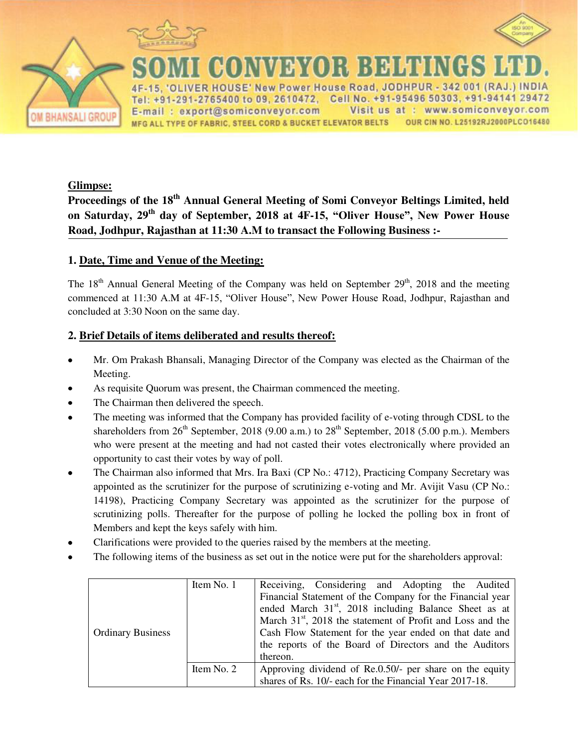**Glimpse:**

**Proceedings of the 18th Annual General Meeting of Somi Conveyor Beltings Limited, held on Saturday, 29th day of September, 2018 at 4F-15, "Oliver House", New Power House Road, Jodhpur, Rajasthan at 11:30 A.M to transact the Following Business :-**

## 1. Date, Time and Venue of the Meeting:

The 18th Annual General Meeting of the Company was held on September 29th, 2018 and the meeting commenced at 11:30 A.M at 4F-15, "Oliver House", New Power House Road, Jodhpur, Rajasthan and concluded at 3:30 Noon on the same day.

## 2. Brief Details of items deliberated and results thereof:

- Mr. Om Prakash Bhansali, Managing Director of the Company was elected as the Chairman of the Meeting.
- As requisite Quorum was present, the Chairman commenced the meeting.
- The Chairman then delivered the speech.
- The meeting was informed that the Company has provided facility of e-voting through CDSL to the shareholders from 26th September, 2018 (9.00 a.m.) to 28th September, 2018 (5.00 p.m.). Members who were present at the meeting and had not casted their votes electronically where provided an opportunity to cast their votes by way of poll.
- The Chairman also informed that Mrs. Ira Baxi (CP No.: 4712), Practicing Company Secretary was appointed as the scrutinizer for the purpose of scrutinizing e-voting and Mr. Avijit Vasu (CP No.: 14198), Practicing Company Secretary was appointed as the scrutinizer for the purpose of scrutinizing polls. Thereafter for the purpose of polling he locked the polling box in front of Members and kept the keys safely with him.
- Clarifications were provided to the queries raised by the members at the meeting.
- The following items of the business as set out in the notice were put for the shareholders approval:

| | | |
|---|---|---|
| Ordinary Business | Item No. 1 | Receiving, Considering and Adopting the Audited Financial Statement of the Company for the Financial year ended March 31st, 2018 including Balance Sheet as at March 31st, 2018 the statement of Profit and Loss and the Cash Flow Statement for the year ended on that date and the reports of the Board of Directors and the Auditors thereon. |
| | Item No. 2 | Approving dividend of Re.0.50/- per share on the equity shares of Rs. 10/- each for the Financial Year 2017-18. |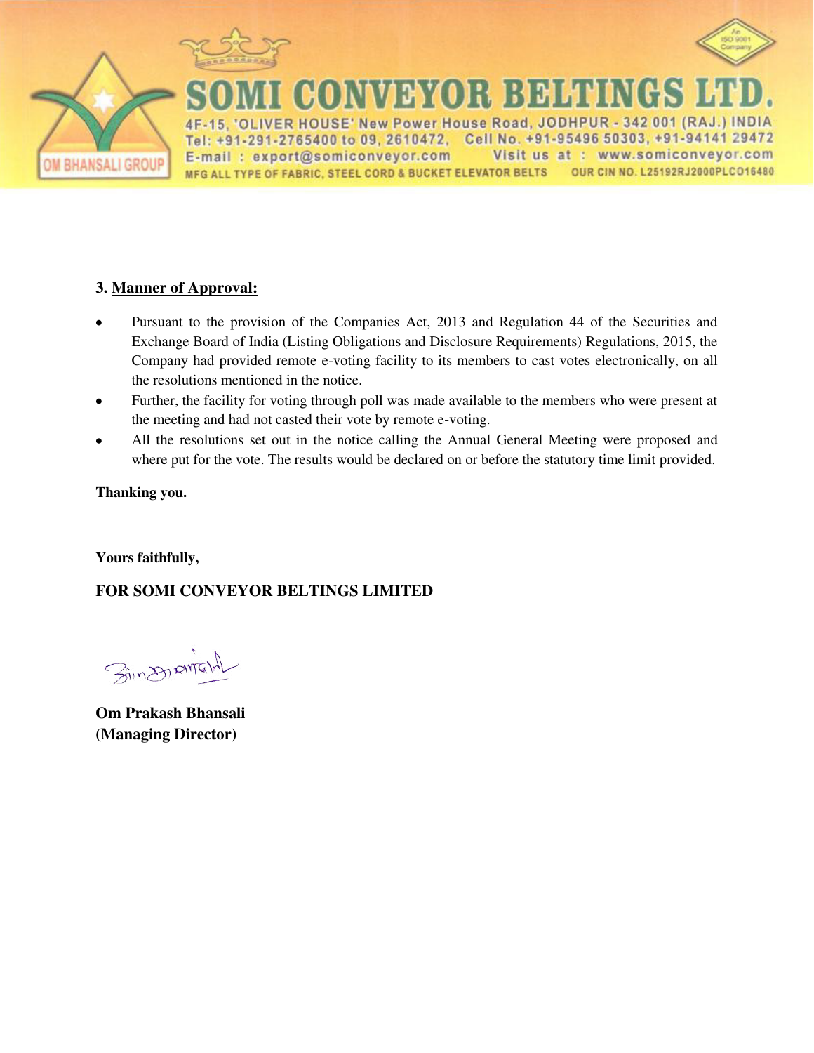# SOMI CONVEYOR BELTINGS LTD.

4F-15, 'OLIVER HOUSE' New Power House Road, JODHPUR - 342 001 (RAJ.) INDIA
Tel: +91-291-2765400 to 09, 2610472, Cell No. +91-95496 50303, +91-94141 29472
E-mail : export@somiconveyor.com Visit us at : www.somiconveyor.com
MFG ALL TYPE OF FABRIC, STEEL CORD & BUCKET ELEVATOR BELTS OUR CIN NO. L25192RJ2000PLCO16480

OM BHANSALI GROUP

An ISO 9001 Company

**3. Manner of Approval:**

- Pursuant to the provision of the Companies Act, 2013 and Regulation 44 of the Securities and Exchange Board of India (Listing Obligations and Disclosure Requirements) Regulations, 2015, the Company had provided remote e-voting facility to its members to cast votes electronically, on all the resolutions mentioned in the notice.
- Further, the facility for voting through poll was made available to the members who were present at the meeting and had not casted their vote by remote e-voting.
- All the resolutions set out in the notice calling the Annual General Meeting were proposed and where put for the vote. The results would be declared on or before the statutory time limit provided.

**Thanking you.**

**Yours faithfully,**

**FOR SOMI CONVEYOR BELTINGS LIMITED**

**Om Prakash Bhansali**
**(Managing Director)**